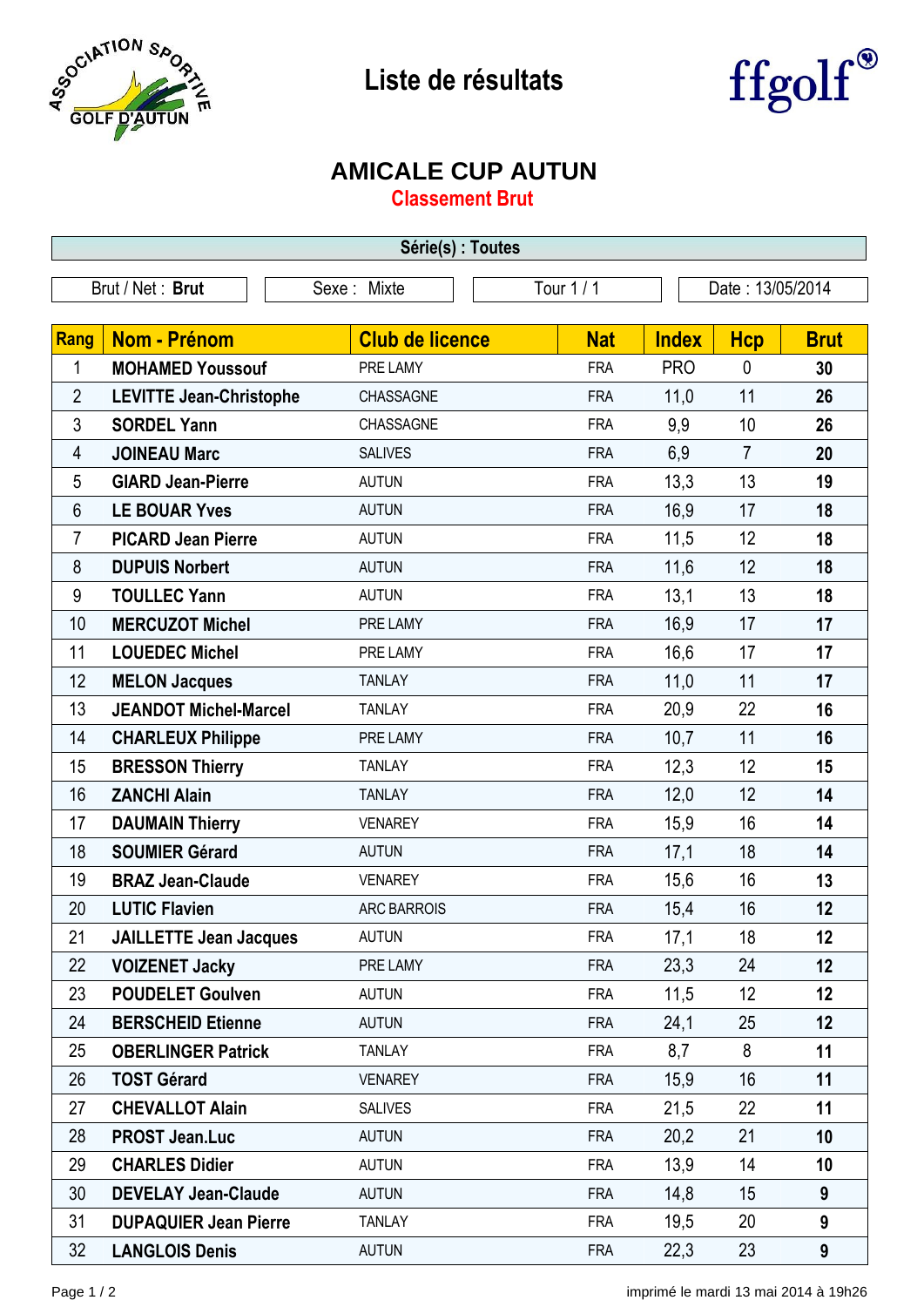# Liste de résultats

## AMICALE CUP AUTUN

**Classement Brut**

Série(s) : Toutes

Brut / Net : **Brut** | Sexe : Mixte | Tour 1 / 1 | Date : 13/05/2014

| Rang | Nom - Prénom | Club de licence | Nat | Index | Hcp | Brut |
|---|---|---|---|---|---|---|
| 1 | **MOHAMED Youssouf** | PRE LAMY | FRA | PRO | 0 | **30** |
| 2 | **LEVITTE Jean-Christophe** | CHASSAGNE | FRA | 11,0 | 11 | **26** |
| 3 | **SORDEL Yann** | CHASSAGNE | FRA | 9,9 | 10 | **26** |
| 4 | **JOINEAU Marc** | SALIVES | FRA | 6,9 | 7 | **20** |
| 5 | **GIARD Jean-Pierre** | AUTUN | FRA | 13,3 | 13 | **19** |
| 6 | **LE BOUAR Yves** | AUTUN | FRA | 16,9 | 17 | **18** |
| 7 | **PICARD Jean Pierre** | AUTUN | FRA | 11,5 | 12 | **18** |
| 8 | **DUPUIS Norbert** | AUTUN | FRA | 11,6 | 12 | **18** |
| 9 | **TOULLEC Yann** | AUTUN | FRA | 13,1 | 13 | **18** |
| 10 | **MERCUZOT Michel** | PRE LAMY | FRA | 16,9 | 17 | **17** |
| 11 | **LOUEDEC Michel** | PRE LAMY | FRA | 16,6 | 17 | **17** |
| 12 | **MELON Jacques** | TANLAY | FRA | 11,0 | 11 | **17** |
| 13 | **JEANDOT Michel-Marcel** | TANLAY | FRA | 20,9 | 22 | **16** |
| 14 | **CHARLEUX Philippe** | PRE LAMY | FRA | 10,7 | 11 | **16** |
| 15 | **BRESSON Thierry** | TANLAY | FRA | 12,3 | 12 | **15** |
| 16 | **ZANCHI Alain** | TANLAY | FRA | 12,0 | 12 | **14** |
| 17 | **DAUMAIN Thierry** | VENAREY | FRA | 15,9 | 16 | **14** |
| 18 | **SOUMIER Gérard** | AUTUN | FRA | 17,1 | 18 | **14** |
| 19 | **BRAZ Jean-Claude** | VENAREY | FRA | 15,6 | 16 | **13** |
| 20 | **LUTIC Flavien** | ARC BARROIS | FRA | 15,4 | 16 | **12** |
| 21 | **JAILLETTE Jean Jacques** | AUTUN | FRA | 17,1 | 18 | **12** |
| 22 | **VOIZENET Jacky** | PRE LAMY | FRA | 23,3 | 24 | **12** |
| 23 | **POUDELET Goulven** | AUTUN | FRA | 11,5 | 12 | **12** |
| 24 | **BERSCHEID Etienne** | AUTUN | FRA | 24,1 | 25 | **12** |
| 25 | **OBERLINGER Patrick** | TANLAY | FRA | 8,7 | 8 | **11** |
| 26 | **TOST Gérard** | VENAREY | FRA | 15,9 | 16 | **11** |
| 27 | **CHEVALLOT Alain** | SALIVES | FRA | 21,5 | 22 | **11** |
| 28 | **PROST Jean.Luc** | AUTUN | FRA | 20,2 | 21 | **10** |
| 29 | **CHARLES Didier** | AUTUN | FRA | 13,9 | 14 | **10** |
| 30 | **DEVELAY Jean-Claude** | AUTUN | FRA | 14,8 | 15 | **9** |
| 31 | **DUPAQUIER Jean Pierre** | TANLAY | FRA | 19,5 | 20 | **9** |
| 32 | **LANGLOIS Denis** | AUTUN | FRA | 22,3 | 23 | **9** |

imprimé le mardi 13 mai 2014 à 19h26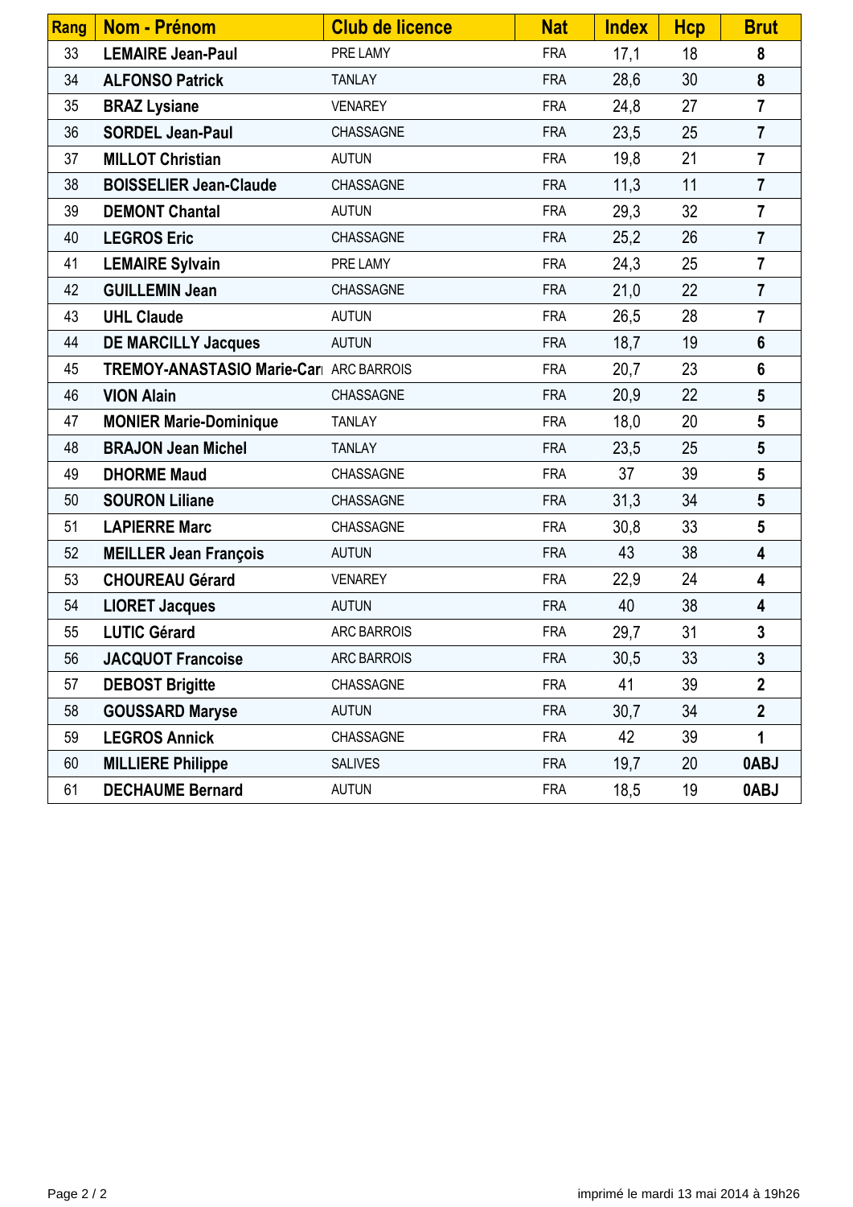| Rang | Nom - Prénom | Club de licence | Nat | Index | Hcp | Brut |
|---|---|---|---|---|---|---|
| 33 | **LEMAIRE Jean-Paul** | PRE LAMY | FRA | 17,1 | 18 | **8** |
| 34 | **ALFONSO Patrick** | TANLAY | FRA | 28,6 | 30 | **8** |
| 35 | **BRAZ Lysiane** | VENAREY | FRA | 24,8 | 27 | **7** |
| 36 | **SORDEL Jean-Paul** | CHASSAGNE | FRA | 23,5 | 25 | **7** |
| 37 | **MILLOT Christian** | AUTUN | FRA | 19,8 | 21 | **7** |
| 38 | **BOISSELIER Jean-Claude** | CHASSAGNE | FRA | 11,3 | 11 | **7** |
| 39 | **DEMONT Chantal** | AUTUN | FRA | 29,3 | 32 | **7** |
| 40 | **LEGROS Eric** | CHASSAGNE | FRA | 25,2 | 26 | **7** |
| 41 | **LEMAIRE Sylvain** | PRE LAMY | FRA | 24,3 | 25 | **7** |
| 42 | **GUILLEMIN Jean** | CHASSAGNE | FRA | 21,0 | 22 | **7** |
| 43 | **UHL Claude** | AUTUN | FRA | 26,5 | 28 | **7** |
| 44 | **DE MARCILLY Jacques** | AUTUN | FRA | 18,7 | 19 | **6** |
| 45 | **TREMOY-ANASTASIO Marie-Car** | ARC BARROIS | FRA | 20,7 | 23 | **6** |
| 46 | **VION Alain** | CHASSAGNE | FRA | 20,9 | 22 | **5** |
| 47 | **MONIER Marie-Dominique** | TANLAY | FRA | 18,0 | 20 | **5** |
| 48 | **BRAJON Jean Michel** | TANLAY | FRA | 23,5 | 25 | **5** |
| 49 | **DHORME Maud** | CHASSAGNE | FRA | 37 | 39 | **5** |
| 50 | **SOURON Liliane** | CHASSAGNE | FRA | 31,3 | 34 | **5** |
| 51 | **LAPIERRE Marc** | CHASSAGNE | FRA | 30,8 | 33 | **5** |
| 52 | **MEILLER Jean François** | AUTUN | FRA | 43 | 38 | **4** |
| 53 | **CHOUREAU Gérard** | VENAREY | FRA | 22,9 | 24 | **4** |
| 54 | **LIORET Jacques** | AUTUN | FRA | 40 | 38 | **4** |
| 55 | **LUTIC Gérard** | ARC BARROIS | FRA | 29,7 | 31 | **3** |
| 56 | **JACQUOT Francoise** | ARC BARROIS | FRA | 30,5 | 33 | **3** |
| 57 | **DEBOST Brigitte** | CHASSAGNE | FRA | 41 | 39 | **2** |
| 58 | **GOUSSARD Maryse** | AUTUN | FRA | 30,7 | 34 | **2** |
| 59 | **LEGROS Annick** | CHASSAGNE | FRA | 42 | 39 | **1** |
| 60 | **MILLIERE Philippe** | SALIVES | FRA | 19,7 | 20 | **0ABJ** |
| 61 | **DECHAUME Bernard** | AUTUN | FRA | 18,5 | 19 | **0ABJ** |

imprimé le mardi 13 mai 2014 à 19h26